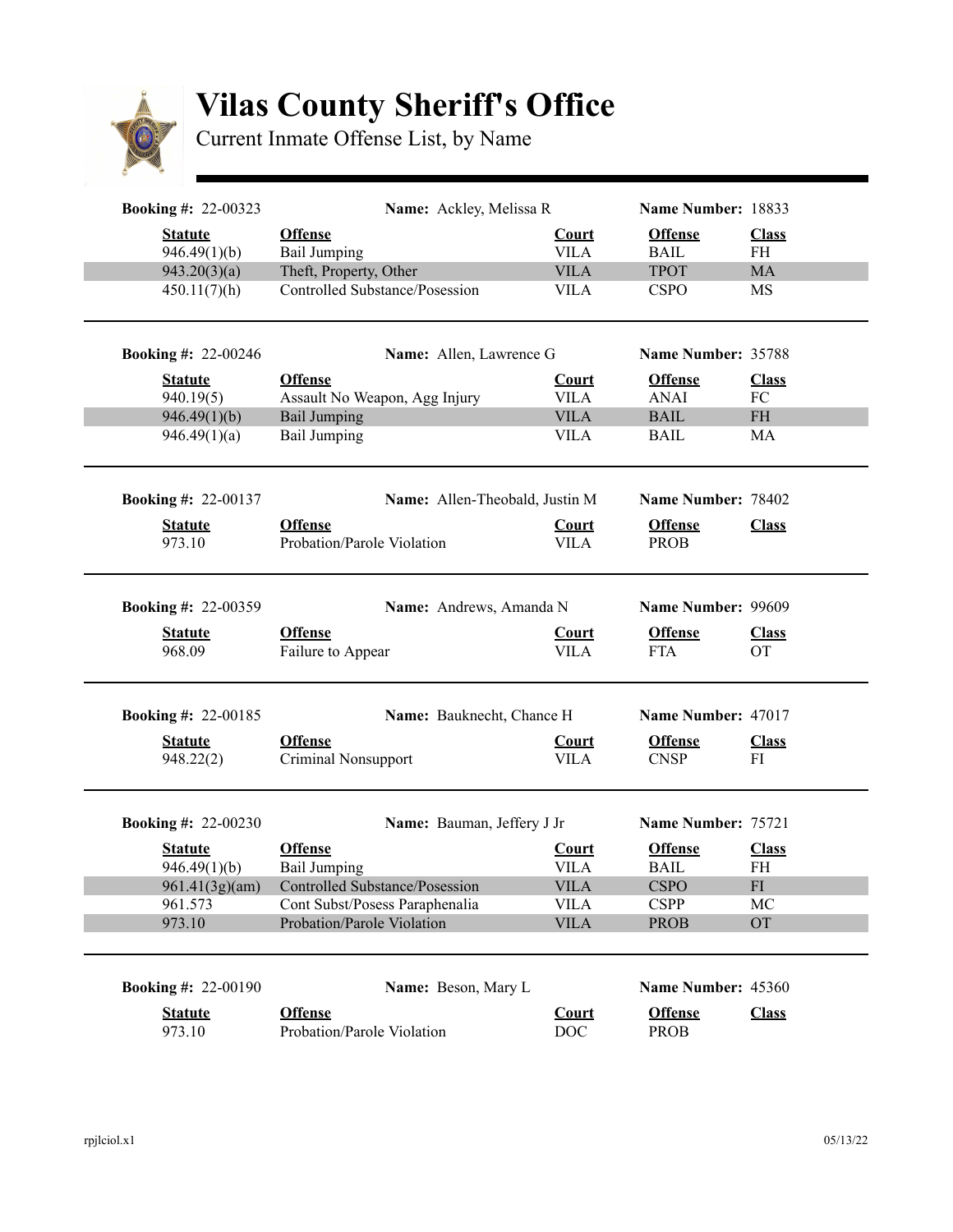# Vilas County Sheriff's Office

Current Inmate Offense List, by Name

**Booking #:** 22-00323 **Name:** Ackley, Melissa R **Name Number:** 18833

| Statute | Offense | Court | Offense | Class |
|---|---|---|---|---|
| 946.49(1)(b) | Bail Jumping | VILA | BAIL | FH |
| 943.20(3)(a) | Theft, Property, Other | VILA | TPOT | MA |
| 450.11(7)(h) | Controlled Substance/Posession | VILA | CSPO | MS |

**Booking #:** 22-00246 **Name:** Allen, Lawrence G **Name Number:** 35788

| Statute | Offense | Court | Offense | Class |
|---|---|---|---|---|
| 940.19(5) | Assault No Weapon, Agg Injury | VILA | ANAI | FC |
| 946.49(1)(b) | Bail Jumping | VILA | BAIL | FH |
| 946.49(1)(a) | Bail Jumping | VILA | BAIL | MA |

**Booking #:** 22-00137 **Name:** Allen-Theobald, Justin M **Name Number:** 78402

| Statute | Offense | Court | Offense | Class |
|---|---|---|---|---|
| 973.10 | Probation/Parole Violation | VILA | PROB | |

**Booking #:** 22-00359 **Name:** Andrews, Amanda N **Name Number:** 99609

| Statute | Offense | Court | Offense | Class |
|---|---|---|---|---|
| 968.09 | Failure to Appear | VILA | FTA | OT |

**Booking #:** 22-00185 **Name:** Bauknecht, Chance H **Name Number:** 47017

| Statute | Offense | Court | Offense | Class |
|---|---|---|---|---|
| 948.22(2) | Criminal Nonsupport | VILA | CNSP | FI |

**Booking #:** 22-00230 **Name:** Bauman, Jeffery J Jr **Name Number:** 75721

| Statute | Offense | Court | Offense | Class |
|---|---|---|---|---|
| 946.49(1)(b) | Bail Jumping | VILA | BAIL | FH |
| 961.41(3g)(am) | Controlled Substance/Posession | VILA | CSPO | FI |
| 961.573 | Cont Subst/Posess Paraphenalia | VILA | CSPP | MC |
| 973.10 | Probation/Parole Violation | VILA | PROB | OT |

**Booking #:** 22-00190 **Name:** Beson, Mary L **Name Number:** 45360

| Statute | Offense | Court | Offense | Class |
|---|---|---|---|---|
| 973.10 | Probation/Parole Violation | DOC | PROB | |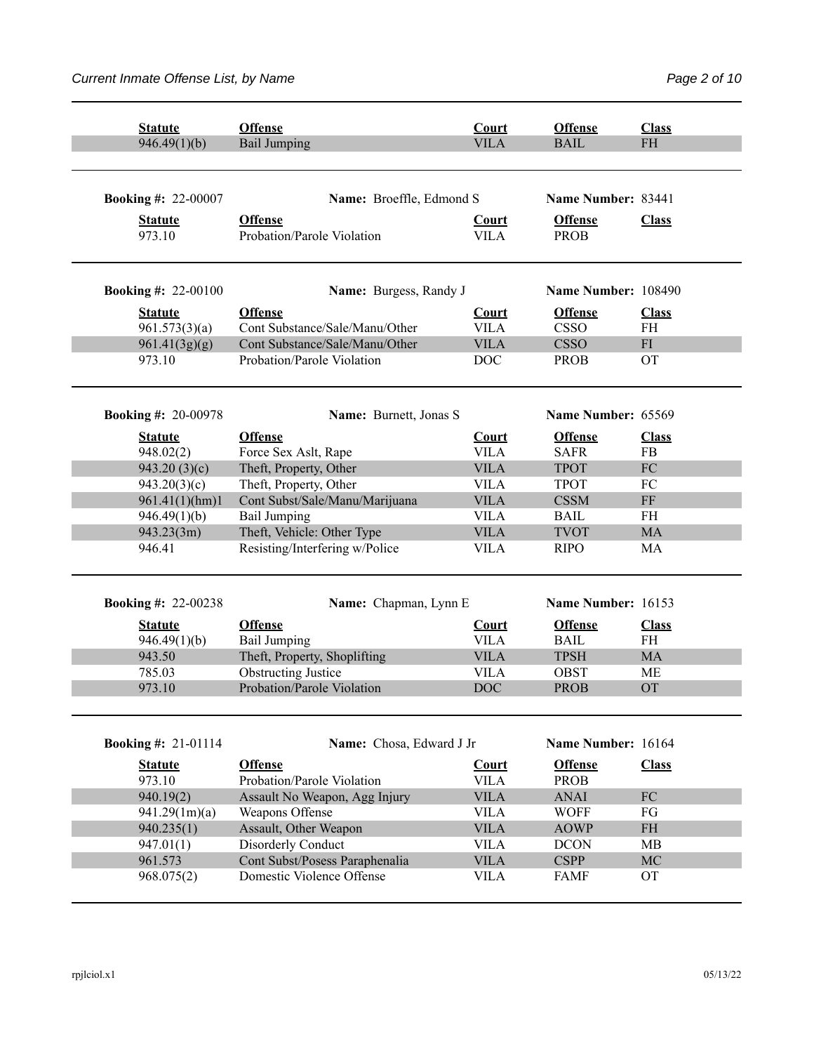| Statute | Offense | Court | Offense | Class |
|---|---|---|---|---|
| 946.49(1)(b) | Bail Jumping | VILA | BAIL | FH |

**Booking #:** 22-00007 **Name:** Broeffle, Edmond S **Name Number:** 83441

| Statute | Offense | Court | Offense | Class |
|---|---|---|---|---|
| 973.10 | Probation/Parole Violation | VILA | PROB | |

**Booking #:** 22-00100 **Name:** Burgess, Randy J **Name Number:** 108490

| Statute | Offense | Court | Offense | Class |
|---|---|---|---|---|
| 961.573(3)(a) | Cont Substance/Sale/Manu/Other | VILA | CSSO | FH |
| 961.41(3g)(g) | Cont Substance/Sale/Manu/Other | VILA | CSSO | FI |
| 973.10 | Probation/Parole Violation | DOC | PROB | OT |

**Booking #:** 20-00978 **Name:** Burnett, Jonas S **Name Number:** 65569

| Statute | Offense | Court | Offense | Class |
|---|---|---|---|---|
| 948.02(2) | Force Sex Aslt, Rape | VILA | SAFR | FB |
| 943.20 (3)(c) | Theft, Property, Other | VILA | TPOT | FC |
| 943.20(3)(c) | Theft, Property, Other | VILA | TPOT | FC |
| 961.41(1)(hm)1 | Cont Subst/Sale/Manu/Marijuana | VILA | CSSM | FF |
| 946.49(1)(b) | Bail Jumping | VILA | BAIL | FH |
| 943.23(3m) | Theft, Vehicle: Other Type | VILA | TVOT | MA |
| 946.41 | Resisting/Interfering w/Police | VILA | RIPO | MA |

**Booking #:** 22-00238 **Name:** Chapman, Lynn E **Name Number:** 16153

| Statute | Offense | Court | Offense | Class |
|---|---|---|---|---|
| 946.49(1)(b) | Bail Jumping | VILA | BAIL | FH |
| 943.50 | Theft, Property, Shoplifting | VILA | TPSH | MA |
| 785.03 | Obstructing Justice | VILA | OBST | ME |
| 973.10 | Probation/Parole Violation | DOC | PROB | OT |

**Booking #:** 21-01114 **Name:** Chosa, Edward J Jr **Name Number:** 16164

| Statute | Offense | Court | Offense | Class |
|---|---|---|---|---|
| 973.10 | Probation/Parole Violation | VILA | PROB | |
| 940.19(2) | Assault No Weapon, Agg Injury | VILA | ANAI | FC |
| 941.29(1m)(a) | Weapons Offense | VILA | WOFF | FG |
| 940.235(1) | Assault, Other Weapon | VILA | AOWP | FH |
| 947.01(1) | Disorderly Conduct | VILA | DCON | MB |
| 961.573 | Cont Subst/Posess Paraphenalia | VILA | CSPP | MC |
| 968.075(2) | Domestic Violence Offense | VILA | FAMF | OT |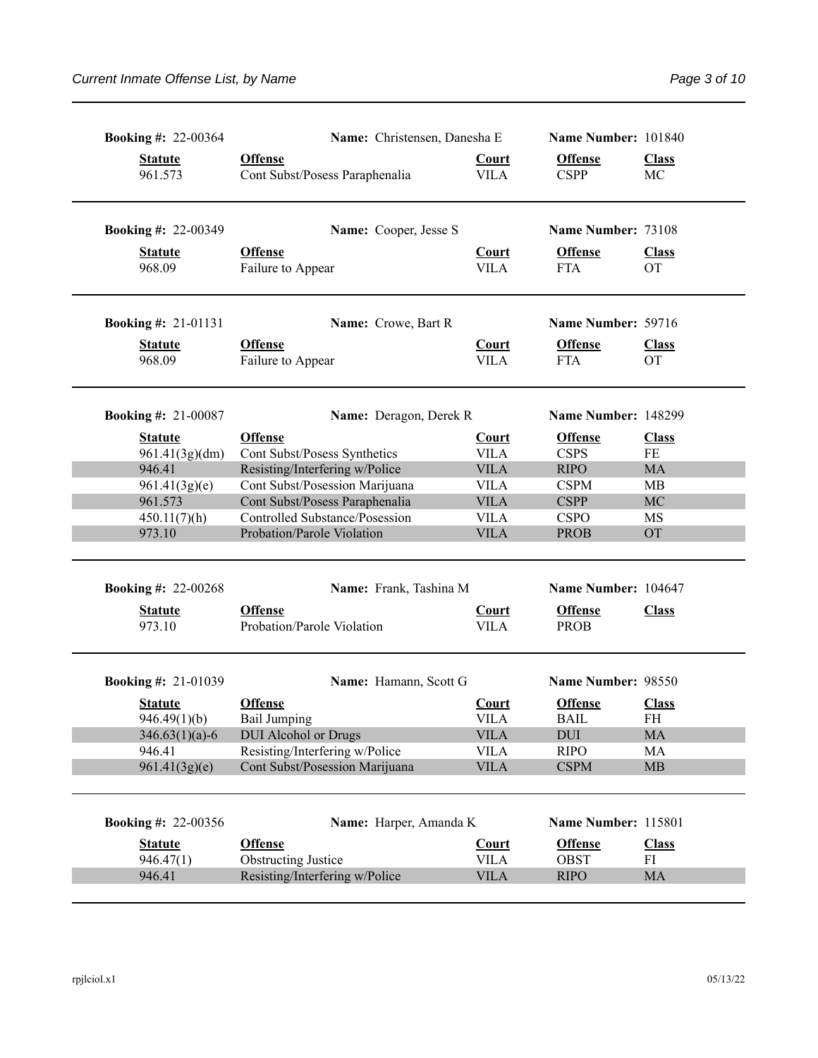**Booking #:** 22-00364 **Name:** Christensen, Danesha E **Name Number:** 101840

| Statute | Offense | Court | Offense | Class |
|---|---|---|---|---|
| 961.573 | Cont Subst/Posess Paraphenalia | VILA | CSPP | MC |

**Booking #:** 22-00349 **Name:** Cooper, Jesse S **Name Number:** 73108

| Statute | Offense | Court | Offense | Class |
|---|---|---|---|---|
| 968.09 | Failure to Appear | VILA | FTA | OT |

**Booking #:** 21-01131 **Name:** Crowe, Bart R **Name Number:** 59716

| Statute | Offense | Court | Offense | Class |
|---|---|---|---|---|
| 968.09 | Failure to Appear | VILA | FTA | OT |

**Booking #:** 21-00087 **Name:** Deragon, Derek R **Name Number:** 148299

| Statute | Offense | Court | Offense | Class |
|---|---|---|---|---|
| 961.41(3g)(dm) | Cont Subst/Posess Synthetics | VILA | CSPS | FE |
| 946.41 | Resisting/Interfering w/Police | VILA | RIPO | MA |
| 961.41(3g)(e) | Cont Subst/Posession Marijuana | VILA | CSPM | MB |
| 961.573 | Cont Subst/Posess Paraphenalia | VILA | CSPP | MC |
| 450.11(7)(h) | Controlled Substance/Posession | VILA | CSPO | MS |
| 973.10 | Probation/Parole Violation | VILA | PROB | OT |

**Booking #:** 22-00268 **Name:** Frank, Tashina M **Name Number:** 104647

| Statute | Offense | Court | Offense | Class |
|---|---|---|---|---|
| 973.10 | Probation/Parole Violation | VILA | PROB | |

**Booking #:** 21-01039 **Name:** Hamann, Scott G **Name Number:** 98550

| Statute | Offense | Court | Offense | Class |
|---|---|---|---|---|
| 946.49(1)(b) | Bail Jumping | VILA | BAIL | FH |
| 346.63(1)(a)-6 | DUI Alcohol or Drugs | VILA | DUI | MA |
| 946.41 | Resisting/Interfering w/Police | VILA | RIPO | MA |
| 961.41(3g)(e) | Cont Subst/Posession Marijuana | VILA | CSPM | MB |

**Booking #:** 22-00356 **Name:** Harper, Amanda K **Name Number:** 115801

| Statute | Offense | Court | Offense | Class |
|---|---|---|---|---|
| 946.47(1) | Obstructing Justice | VILA | OBST | FI |
| 946.41 | Resisting/Interfering w/Police | VILA | RIPO | MA |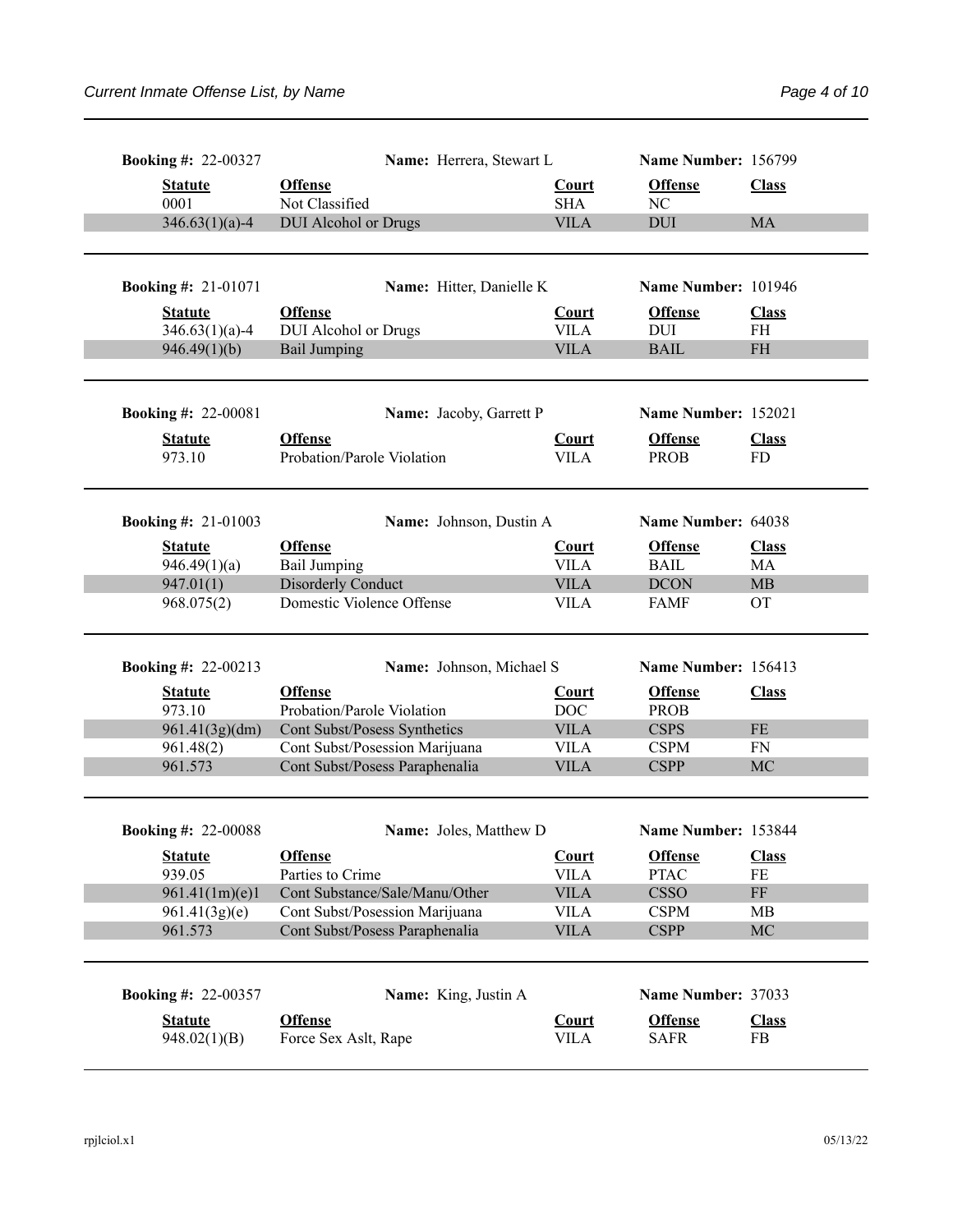**Booking #:** 22-00327 **Name:** Herrera, Stewart L **Name Number:** 156799

| Statute | Offense | Court | Offense | Class |
|---|---|---|---|---|
| 0001 | Not Classified | SHA | NC | |
| 346.63(1)(a)-4 | DUI Alcohol or Drugs | VILA | DUI | MA |

**Booking #:** 21-01071 **Name:** Hitter, Danielle K **Name Number:** 101946

| Statute | Offense | Court | Offense | Class |
|---|---|---|---|---|
| 346.63(1)(a)-4 | DUI Alcohol or Drugs | VILA | DUI | FH |
| 946.49(1)(b) | Bail Jumping | VILA | BAIL | FH |

**Booking #:** 22-00081 **Name:** Jacoby, Garrett P **Name Number:** 152021

| Statute | Offense | Court | Offense | Class |
|---|---|---|---|---|
| 973.10 | Probation/Parole Violation | VILA | PROB | FD |

**Booking #:** 21-01003 **Name:** Johnson, Dustin A **Name Number:** 64038

| Statute | Offense | Court | Offense | Class |
|---|---|---|---|---|
| 946.49(1)(a) | Bail Jumping | VILA | BAIL | MA |
| 947.01(1) | Disorderly Conduct | VILA | DCON | MB |
| 968.075(2) | Domestic Violence Offense | VILA | FAMF | OT |

**Booking #:** 22-00213 **Name:** Johnson, Michael S **Name Number:** 156413

| Statute | Offense | Court | Offense | Class |
|---|---|---|---|---|
| 973.10 | Probation/Parole Violation | DOC | PROB | |
| 961.41(3g)(dm) | Cont Subst/Posess Synthetics | VILA | CSPS | FE |
| 961.48(2) | Cont Subst/Posession Marijuana | VILA | CSPM | FN |
| 961.573 | Cont Subst/Posess Paraphenalia | VILA | CSPP | MC |

**Booking #:** 22-00088 **Name:** Joles, Matthew D **Name Number:** 153844

| Statute | Offense | Court | Offense | Class |
|---|---|---|---|---|
| 939.05 | Parties to Crime | VILA | PTAC | FE |
| 961.41(1m)(e)1 | Cont Substance/Sale/Manu/Other | VILA | CSSO | FF |
| 961.41(3g)(e) | Cont Subst/Posession Marijuana | VILA | CSPM | MB |
| 961.573 | Cont Subst/Posess Paraphenalia | VILA | CSPP | MC |

**Booking #:** 22-00357 **Name:** King, Justin A **Name Number:** 37033

| Statute | Offense | Court | Offense | Class |
|---|---|---|---|---|
| 948.02(1)(B) | Force Sex Aslt, Rape | VILA | SAFR | FB |

rpjlciol.x1 05/13/22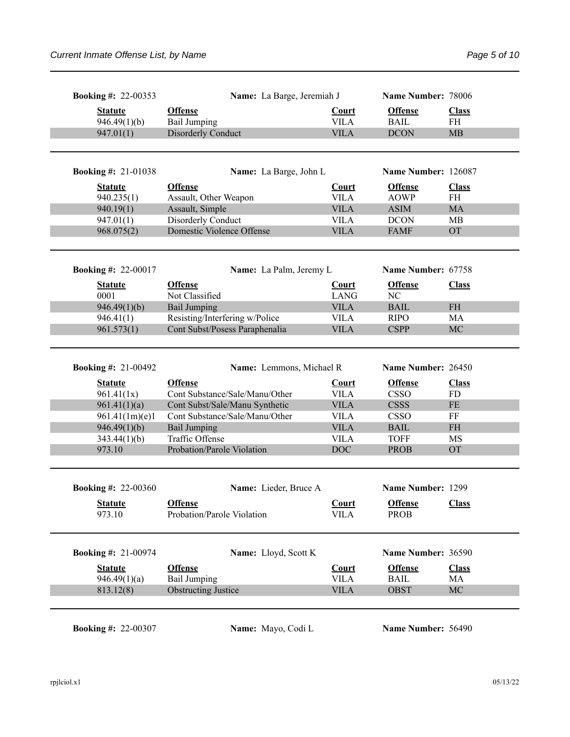**Booking #:** 22-00353 **Name:** La Barge, Jeremiah J **Name Number:** 78006

| Statute | Offense | Court | Offense | Class |
|---|---|---|---|---|
| 946.49(1)(b) | Bail Jumping | VILA | BAIL | FH |
| 947.01(1) | Disorderly Conduct | VILA | DCON | MB |

**Booking #:** 21-01038 **Name:** La Barge, John L **Name Number:** 126087

| Statute | Offense | Court | Offense | Class |
|---|---|---|---|---|
| 940.235(1) | Assault, Other Weapon | VILA | AOWP | FH |
| 940.19(1) | Assault, Simple | VILA | ASIM | MA |
| 947.01(1) | Disorderly Conduct | VILA | DCON | MB |
| 968.075(2) | Domestic Violence Offense | VILA | FAMF | OT |

**Booking #:** 22-00017 **Name:** La Palm, Jeremy L **Name Number:** 67758

| Statute | Offense | Court | Offense | Class |
|---|---|---|---|---|
| 0001 | Not Classified | LANG | NC | |
| 946.49(1)(b) | Bail Jumping | VILA | BAIL | FH |
| 946.41(1) | Resisting/Interfering w/Police | VILA | RIPO | MA |
| 961.573(1) | Cont Subst/Posess Paraphenalia | VILA | CSPP | MC |

**Booking #:** 21-00492 **Name:** Lemmons, Michael R **Name Number:** 26450

| Statute | Offense | Court | Offense | Class |
|---|---|---|---|---|
| 961.41(1x) | Cont Substance/Sale/Manu/Other | VILA | CSSO | FD |
| 961.41(1)(a) | Cont Subst/Sale/Manu Synthetic | VILA | CSSS | FE |
| 961.41(1m)(e)1 | Cont Substance/Sale/Manu/Other | VILA | CSSO | FF |
| 946.49(1)(b) | Bail Jumping | VILA | BAIL | FH |
| 343.44(1)(b) | Traffic Offense | VILA | TOFF | MS |
| 973.10 | Probation/Parole Violation | DOC | PROB | OT |

**Booking #:** 22-00360 **Name:** Lieder, Bruce A **Name Number:** 1299

| Statute | Offense | Court | Offense | Class |
|---|---|---|---|---|
| 973.10 | Probation/Parole Violation | VILA | PROB | |

**Booking #:** 21-00974 **Name:** Lloyd, Scott K **Name Number:** 36590

| Statute | Offense | Court | Offense | Class |
|---|---|---|---|---|
| 946.49(1)(a) | Bail Jumping | VILA | BAIL | MA |
| 813.12(8) | Obstructing Justice | VILA | OBST | MC |

**Booking #:** 22-00307 **Name:** Mayo, Codi L **Name Number:** 56490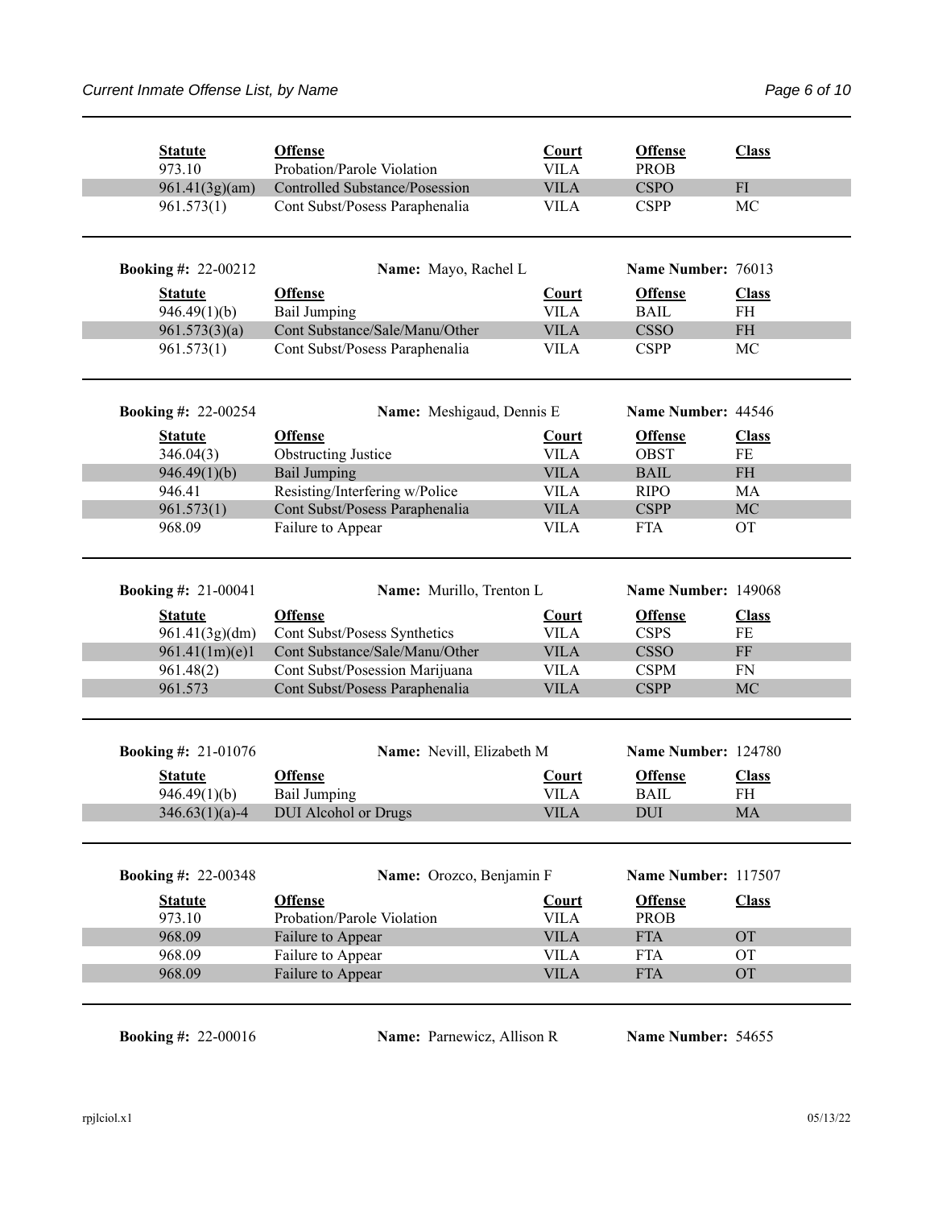| Statute | Offense | Court | Offense | Class |
|---|---|---|---|---|
| 973.10 | Probation/Parole Violation | VILA | PROB | |
| 961.41(3g)(am) | Controlled Substance/Posession | VILA | CSPO | FI |
| 961.573(1) | Cont Subst/Posess Paraphenalia | VILA | CSPP | MC |

**Booking #:** 22-00212 **Name:** Mayo, Rachel L **Name Number:** 76013

| Statute | Offense | Court | Offense | Class |
|---|---|---|---|---|
| 946.49(1)(b) | Bail Jumping | VILA | BAIL | FH |
| 961.573(3)(a) | Cont Substance/Sale/Manu/Other | VILA | CSSO | FH |
| 961.573(1) | Cont Subst/Posess Paraphenalia | VILA | CSPP | MC |

**Booking #:** 22-00254 **Name:** Meshigaud, Dennis E **Name Number:** 44546

| Statute | Offense | Court | Offense | Class |
|---|---|---|---|---|
| 346.04(3) | Obstructing Justice | VILA | OBST | FE |
| 946.49(1)(b) | Bail Jumping | VILA | BAIL | FH |
| 946.41 | Resisting/Interfering w/Police | VILA | RIPO | MA |
| 961.573(1) | Cont Subst/Posess Paraphenalia | VILA | CSPP | MC |
| 968.09 | Failure to Appear | VILA | FTA | OT |

**Booking #:** 21-00041 **Name:** Murillo, Trenton L **Name Number:** 149068

| Statute | Offense | Court | Offense | Class |
|---|---|---|---|---|
| 961.41(3g)(dm) | Cont Subst/Posess Synthetics | VILA | CSPS | FE |
| 961.41(1m)(e)1 | Cont Substance/Sale/Manu/Other | VILA | CSSO | FF |
| 961.48(2) | Cont Subst/Posession Marijuana | VILA | CSPM | FN |
| 961.573 | Cont Subst/Posess Paraphenalia | VILA | CSPP | MC |

**Booking #:** 21-01076 **Name:** Nevill, Elizabeth M **Name Number:** 124780

| Statute | Offense | Court | Offense | Class |
|---|---|---|---|---|
| 946.49(1)(b) | Bail Jumping | VILA | BAIL | FH |
| 346.63(1)(a)-4 | DUI Alcohol or Drugs | VILA | DUI | MA |

**Booking #:** 22-00348 **Name:** Orozco, Benjamin F **Name Number:** 117507

| Statute | Offense | Court | Offense | Class |
|---|---|---|---|---|
| 973.10 | Probation/Parole Violation | VILA | PROB | |
| 968.09 | Failure to Appear | VILA | FTA | OT |
| 968.09 | Failure to Appear | VILA | FTA | OT |
| 968.09 | Failure to Appear | VILA | FTA | OT |

**Booking #:** 22-00016 **Name:** Parnewicz, Allison R **Name Number:** 54655

rpjlciol.x1 05/13/22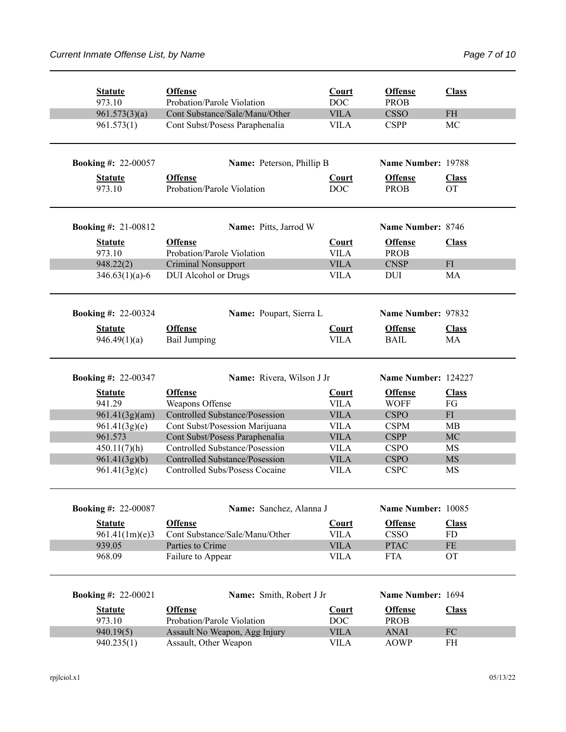| Statute | Offense | Court | Offense | Class |
|---|---|---|---|---|
| 973.10 | Probation/Parole Violation | DOC | PROB | |
| 961.573(3)(a) | Cont Substance/Sale/Manu/Other | VILA | CSSO | FH |
| 961.573(1) | Cont Subst/Posess Paraphenalia | VILA | CSPP | MC |

**Booking #:** 22-00057 **Name:** Peterson, Phillip B **Name Number:** 19788

| Statute | Offense | Court | Offense | Class |
|---|---|---|---|---|
| 973.10 | Probation/Parole Violation | DOC | PROB | OT |

**Booking #:** 21-00812 **Name:** Pitts, Jarrod W **Name Number:** 8746

| Statute | Offense | Court | Offense | Class |
|---|---|---|---|---|
| 973.10 | Probation/Parole Violation | VILA | PROB | |
| 948.22(2) | Criminal Nonsupport | VILA | CNSP | FI |
| 346.63(1)(a)-6 | DUI Alcohol or Drugs | VILA | DUI | MA |

**Booking #:** 22-00324 **Name:** Poupart, Sierra L **Name Number:** 97832

| Statute | Offense | Court | Offense | Class |
|---|---|---|---|---|
| 946.49(1)(a) | Bail Jumping | VILA | BAIL | MA |

**Booking #:** 22-00347 **Name:** Rivera, Wilson J Jr **Name Number:** 124227

| Statute | Offense | Court | Offense | Class |
|---|---|---|---|---|
| 941.29 | Weapons Offense | VILA | WOFF | FG |
| 961.41(3g)(am) | Controlled Substance/Posession | VILA | CSPO | FI |
| 961.41(3g)(e) | Cont Subst/Posession Marijuana | VILA | CSPM | MB |
| 961.573 | Cont Subst/Posess Paraphenalia | VILA | CSPP | MC |
| 450.11(7)(h) | Controlled Substance/Posession | VILA | CSPO | MS |
| 961.41(3g)(b) | Controlled Substance/Posession | VILA | CSPO | MS |
| 961.41(3g)(c) | Controlled Subs/Posess Cocaine | VILA | CSPC | MS |

**Booking #:** 22-00087 **Name:** Sanchez, Alanna J **Name Number:** 10085

| Statute | Offense | Court | Offense | Class |
|---|---|---|---|---|
| 961.41(1m)(e)3 | Cont Substance/Sale/Manu/Other | VILA | CSSO | FD |
| 939.05 | Parties to Crime | VILA | PTAC | FE |
| 968.09 | Failure to Appear | VILA | FTA | OT |

**Booking #:** 22-00021 **Name:** Smith, Robert J Jr **Name Number:** 1694

| Statute | Offense | Court | Offense | Class |
|---|---|---|---|---|
| 973.10 | Probation/Parole Violation | DOC | PROB | |
| 940.19(5) | Assault No Weapon, Agg Injury | VILA | ANAI | FC |
| 940.235(1) | Assault, Other Weapon | VILA | AOWP | FH |

rpjlciol.x1 05/13/22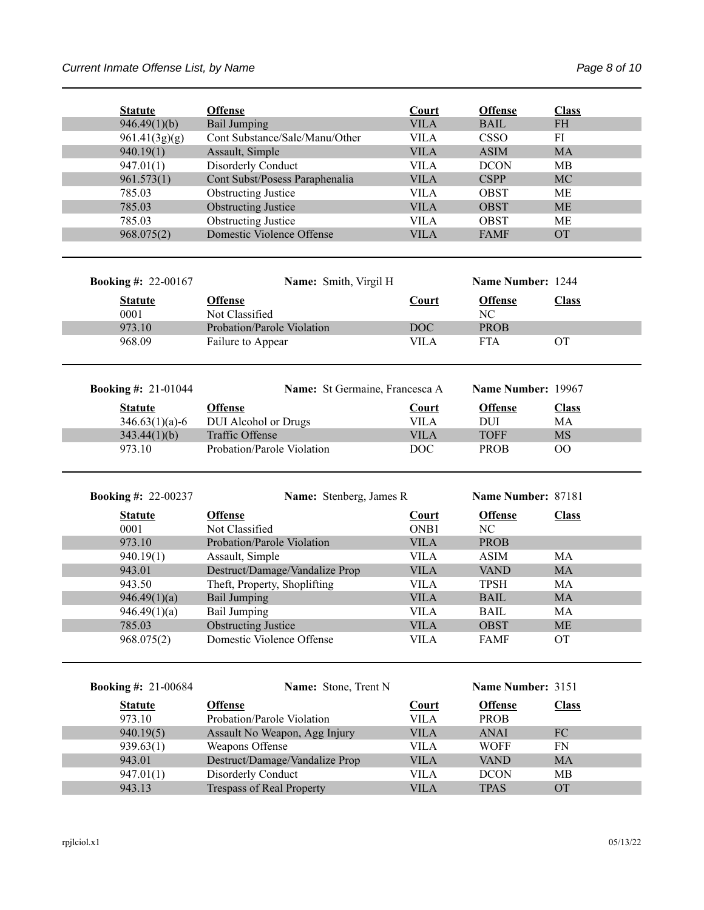| Statute | Offense | Court | Offense | Class |
|---|---|---|---|---|
| 946.49(1)(b) | Bail Jumping | VILA | BAIL | FH |
| 961.41(3g)(g) | Cont Substance/Sale/Manu/Other | VILA | CSSO | FI |
| 940.19(1) | Assault, Simple | VILA | ASIM | MA |
| 947.01(1) | Disorderly Conduct | VILA | DCON | MB |
| 961.573(1) | Cont Subst/Posess Paraphenalia | VILA | CSPP | MC |
| 785.03 | Obstructing Justice | VILA | OBST | ME |
| 785.03 | Obstructing Justice | VILA | OBST | ME |
| 785.03 | Obstructing Justice | VILA | OBST | ME |
| 968.075(2) | Domestic Violence Offense | VILA | FAMF | OT |

**Booking #:** 22-00167 **Name:** Smith, Virgil H **Name Number:** 1244

| Statute | Offense | Court | Offense | Class |
|---|---|---|---|---|
| 0001 | Not Classified | | NC | |
| 973.10 | Probation/Parole Violation | DOC | PROB | |
| 968.09 | Failure to Appear | VILA | FTA | OT |

**Booking #:** 21-01044 **Name:** St Germaine, Francesca A **Name Number:** 19967

| Statute | Offense | Court | Offense | Class |
|---|---|---|---|---|
| 346.63(1)(a)-6 | DUI Alcohol or Drugs | VILA | DUI | MA |
| 343.44(1)(b) | Traffic Offense | VILA | TOFF | MS |
| 973.10 | Probation/Parole Violation | DOC | PROB | OO |

**Booking #:** 22-00237 **Name:** Stenberg, James R **Name Number:** 87181

| Statute | Offense | Court | Offense | Class |
|---|---|---|---|---|
| 0001 | Not Classified | ONB1 | NC | |
| 973.10 | Probation/Parole Violation | VILA | PROB | |
| 940.19(1) | Assault, Simple | VILA | ASIM | MA |
| 943.01 | Destruct/Damage/Vandalize Prop | VILA | VAND | MA |
| 943.50 | Theft, Property, Shoplifting | VILA | TPSH | MA |
| 946.49(1)(a) | Bail Jumping | VILA | BAIL | MA |
| 946.49(1)(a) | Bail Jumping | VILA | BAIL | MA |
| 785.03 | Obstructing Justice | VILA | OBST | ME |
| 968.075(2) | Domestic Violence Offense | VILA | FAMF | OT |

**Booking #:** 21-00684 **Name:** Stone, Trent N **Name Number:** 3151

| Statute | Offense | Court | Offense | Class |
|---|---|---|---|---|
| 973.10 | Probation/Parole Violation | VILA | PROB | |
| 940.19(5) | Assault No Weapon, Agg Injury | VILA | ANAI | FC |
| 939.63(1) | Weapons Offense | VILA | WOFF | FN |
| 943.01 | Destruct/Damage/Vandalize Prop | VILA | VAND | MA |
| 947.01(1) | Disorderly Conduct | VILA | DCON | MB |
| 943.13 | Trespass of Real Property | VILA | TPAS | OT |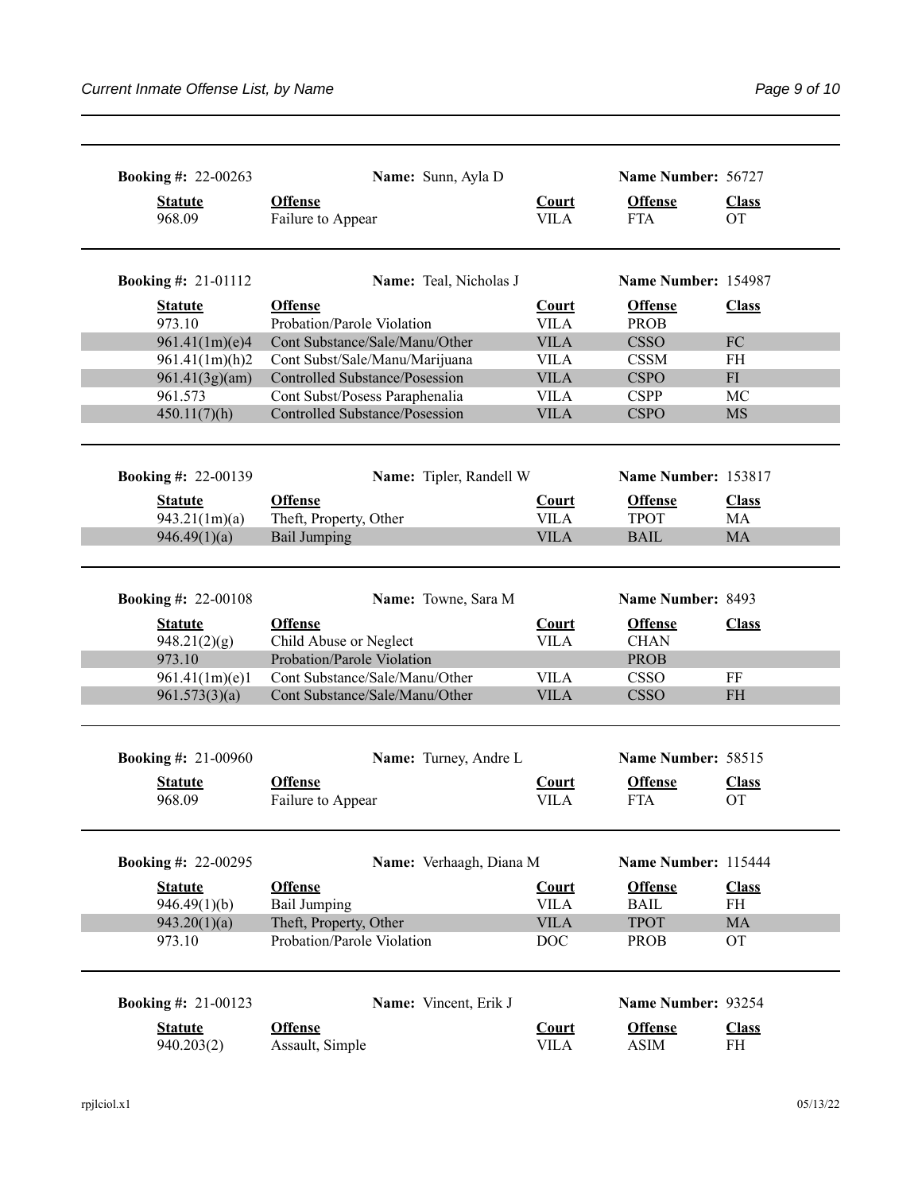**Booking #:** 22-00263 **Name:** Sunn, Ayla D **Name Number:** 56727

| Statute | Offense | Court | Offense | Class |
|---|---|---|---|---|
| 968.09 | Failure to Appear | VILA | FTA | OT |

**Booking #:** 21-01112 **Name:** Teal, Nicholas J **Name Number:** 154987

| Statute | Offense | Court | Offense | Class |
|---|---|---|---|---|
| 973.10 | Probation/Parole Violation | VILA | PROB | |
| 961.41(1m)(e)4 | Cont Substance/Sale/Manu/Other | VILA | CSSO | FC |
| 961.41(1m)(h)2 | Cont Subst/Sale/Manu/Marijuana | VILA | CSSM | FH |
| 961.41(3g)(am) | Controlled Substance/Posession | VILA | CSPO | FI |
| 961.573 | Cont Subst/Posess Paraphenalia | VILA | CSPP | MC |
| 450.11(7)(h) | Controlled Substance/Posession | VILA | CSPO | MS |

**Booking #:** 22-00139 **Name:** Tipler, Randell W **Name Number:** 153817

| Statute | Offense | Court | Offense | Class |
|---|---|---|---|---|
| 943.21(1m)(a) | Theft, Property, Other | VILA | TPOT | MA |
| 946.49(1)(a) | Bail Jumping | VILA | BAIL | MA |

**Booking #:** 22-00108 **Name:** Towne, Sara M **Name Number:** 8493

| Statute | Offense | Court | Offense | Class |
|---|---|---|---|---|
| 948.21(2)(g) | Child Abuse or Neglect | VILA | CHAN | |
| 973.10 | Probation/Parole Violation | | PROB | |
| 961.41(1m)(e)1 | Cont Substance/Sale/Manu/Other | VILA | CSSO | FF |
| 961.573(3)(a) | Cont Substance/Sale/Manu/Other | VILA | CSSO | FH |

**Booking #:** 21-00960 **Name:** Turney, Andre L **Name Number:** 58515

| Statute | Offense | Court | Offense | Class |
|---|---|---|---|---|
| 968.09 | Failure to Appear | VILA | FTA | OT |

**Booking #:** 22-00295 **Name:** Verhaagh, Diana M **Name Number:** 115444

| Statute | Offense | Court | Offense | Class |
|---|---|---|---|---|
| 946.49(1)(b) | Bail Jumping | VILA | BAIL | FH |
| 943.20(1)(a) | Theft, Property, Other | VILA | TPOT | MA |
| 973.10 | Probation/Parole Violation | DOC | PROB | OT |

**Booking #:** 21-00123 **Name:** Vincent, Erik J **Name Number:** 93254

| Statute | Offense | Court | Offense | Class |
|---|---|---|---|---|
| 940.203(2) | Assault, Simple | VILA | ASIM | FH |

rpjlciol.x1 05/13/22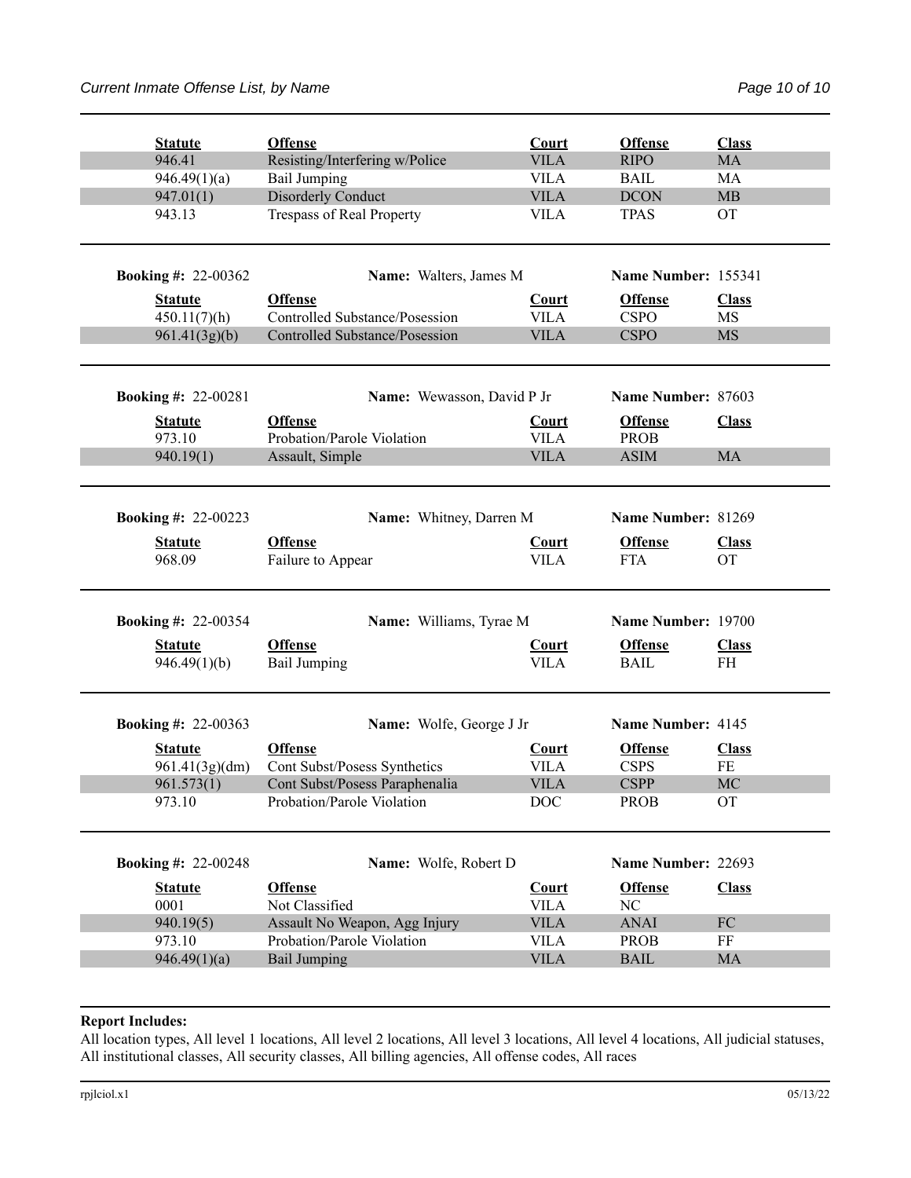| Statute | Offense | Court | Offense | Class |
|---|---|---|---|---|
| 946.41 | Resisting/Interfering w/Police | VILA | RIPO | MA |
| 946.49(1)(a) | Bail Jumping | VILA | BAIL | MA |
| 947.01(1) | Disorderly Conduct | VILA | DCON | MB |
| 943.13 | Trespass of Real Property | VILA | TPAS | OT |

**Booking #:** 22-00362 **Name:** Walters, James M **Name Number:** 155341

| Statute | Offense | Court | Offense | Class |
|---|---|---|---|---|
| 450.11(7)(h) | Controlled Substance/Posession | VILA | CSPO | MS |
| 961.41(3g)(b) | Controlled Substance/Posession | VILA | CSPO | MS |

**Booking #:** 22-00281 **Name:** Wewasson, David P Jr **Name Number:** 87603

| Statute | Offense | Court | Offense | Class |
|---|---|---|---|---|
| 973.10 | Probation/Parole Violation | VILA | PROB | |
| 940.19(1) | Assault, Simple | VILA | ASIM | MA |

**Booking #:** 22-00223 **Name:** Whitney, Darren M **Name Number:** 81269

| Statute | Offense | Court | Offense | Class |
|---|---|---|---|---|
| 968.09 | Failure to Appear | VILA | FTA | OT |

**Booking #:** 22-00354 **Name:** Williams, Tyrae M **Name Number:** 19700

| Statute | Offense | Court | Offense | Class |
|---|---|---|---|---|
| 946.49(1)(b) | Bail Jumping | VILA | BAIL | FH |

**Booking #:** 22-00363 **Name:** Wolfe, George J Jr **Name Number:** 4145

| Statute | Offense | Court | Offense | Class |
|---|---|---|---|---|
| 961.41(3g)(dm) | Cont Subst/Posess Synthetics | VILA | CSPS | FE |
| 961.573(1) | Cont Subst/Posess Paraphenalia | VILA | CSPP | MC |
| 973.10 | Probation/Parole Violation | DOC | PROB | OT |

**Booking #:** 22-00248 **Name:** Wolfe, Robert D **Name Number:** 22693

| Statute | Offense | Court | Offense | Class |
|---|---|---|---|---|
| 0001 | Not Classified | VILA | NC | |
| 940.19(5) | Assault No Weapon, Agg Injury | VILA | ANAI | FC |
| 973.10 | Probation/Parole Violation | VILA | PROB | FF |
| 946.49(1)(a) | Bail Jumping | VILA | BAIL | MA |

**Report Includes:**

All location types, All level 1 locations, All level 2 locations, All level 3 locations, All level 4 locations, All judicial statuses, All institutional classes, All security classes, All billing agencies, All offense codes, All races

rpjlciol.x1 05/13/22